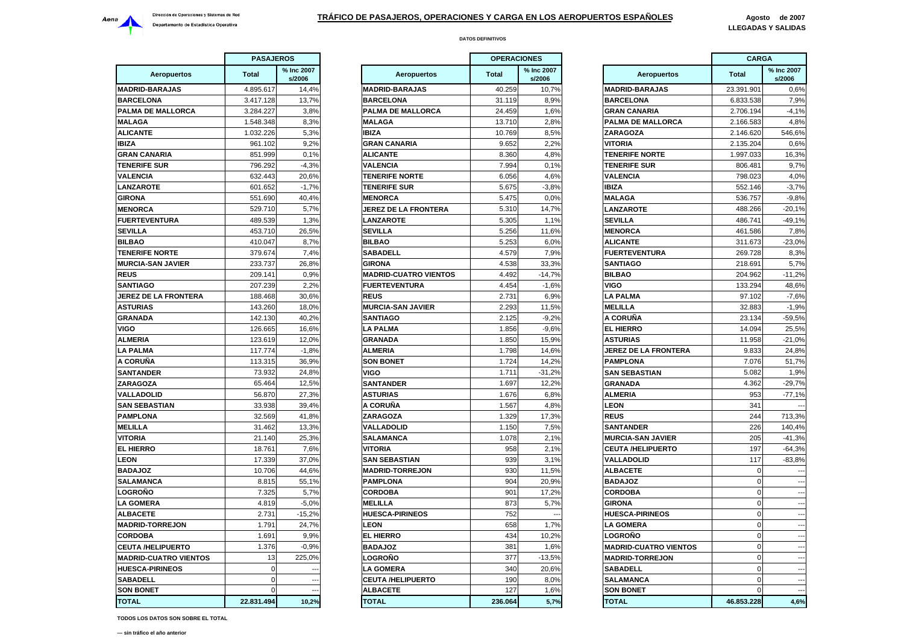Aena

Dirección de Operaciones y Sistemas de Red

Departamento de Estadística Operativa

# TRÁFICO DE PASAJEROS, OPERACIONES Y CARGA EN LOS AEROPUERTOS ESPAÑOLES

**Agosto de 2007**

**LLEGADAS Y SALIDAS**

**DATOS DEFINITIVOS**

| Aeropuertos | PASAJEROS Total | % Inc 2007 s/2006 |
|---|---|---|
| MADRID-BARAJAS | 4.895.617 | 14,4% |
| BARCELONA | 3.417.128 | 13,7% |
| PALMA DE MALLORCA | 3.284.227 | 3,8% |
| MALAGA | 1.548.348 | 8,3% |
| ALICANTE | 1.032.226 | 5,3% |
| IBIZA | 961.102 | 9,2% |
| GRAN CANARIA | 851.999 | 0,1% |
| TENERIFE SUR | 796.292 | -4,3% |
| VALENCIA | 632.443 | 20,6% |
| LANZAROTE | 601.652 | -1,7% |
| GIRONA | 551.690 | 40,4% |
| MENORCA | 529.710 | 5,7% |
| FUERTEVENTURA | 489.539 | 1,3% |
| SEVILLA | 453.710 | 26,5% |
| BILBAO | 410.047 | 8,7% |
| TENERIFE NORTE | 379.674 | 7,4% |
| MURCIA-SAN JAVIER | 233.737 | 26,8% |
| REUS | 209.141 | 0,9% |
| SANTIAGO | 207.239 | 2,2% |
| JEREZ DE LA FRONTERA | 188.468 | 30,6% |
| ASTURIAS | 143.260 | 18,0% |
| GRANADA | 142.130 | 40,2% |
| VIGO | 126.665 | 16,6% |
| ALMERIA | 123.619 | 12,0% |
| LA PALMA | 117.774 | -1,8% |
| A CORUÑA | 113.315 | 36,9% |
| SANTANDER | 73.932 | 24,8% |
| ZARAGOZA | 65.464 | 12,5% |
| VALLADOLID | 56.870 | 27,3% |
| SAN SEBASTIAN | 33.938 | 39,4% |
| PAMPLONA | 32.569 | 41,8% |
| MELILLA | 31.462 | 13,3% |
| VITORIA | 21.140 | 25,3% |
| EL HIERRO | 18.761 | 7,6% |
| LEON | 17.339 | 37,0% |
| BADAJOZ | 10.706 | 44,6% |
| SALAMANCA | 8.815 | 55,1% |
| LOGROÑO | 7.325 | 5,7% |
| LA GOMERA | 4.819 | -5,0% |
| ALBACETE | 2.731 | -15,2% |
| MADRID-TORREJON | 1.791 | 24,7% |
| CORDOBA | 1.691 | 9,9% |
| CEUTA /HELIPUERTO | 1.376 | -0,9% |
| MADRID-CUATRO VIENTOS | 13 | 225,0% |
| HUESCA-PIRINEOS | 0 | --- |
| SABADELL | 0 | --- |
| SON BONET | 0 | --- |
| **TOTAL** | **22.831.494** | **10,2%** |

| Aeropuertos | OPERACIONES Total | % Inc 2007 s/2006 |
|---|---|---|
| MADRID-BARAJAS | 40.259 | 10,7% |
| BARCELONA | 31.119 | 8,9% |
| PALMA DE MALLORCA | 24.459 | 1,6% |
| MALAGA | 13.710 | 2,8% |
| IBIZA | 10.769 | 8,5% |
| GRAN CANARIA | 9.652 | 2,2% |
| ALICANTE | 8.360 | 4,8% |
| VALENCIA | 7.994 | 0,1% |
| TENERIFE NORTE | 6.056 | 4,6% |
| TENERIFE SUR | 5.675 | -3,8% |
| MENORCA | 5.475 | 0,0% |
| JEREZ DE LA FRONTERA | 5.310 | 14,7% |
| LANZAROTE | 5.305 | 1,1% |
| SEVILLA | 5.256 | 11,6% |
| BILBAO | 5.253 | 6,0% |
| SABADELL | 4.579 | 7,9% |
| GIRONA | 4.538 | 33,3% |
| MADRID-CUATRO VIENTOS | 4.492 | -14,7% |
| FUERTEVENTURA | 4.454 | -1,6% |
| REUS | 2.731 | 6,9% |
| MURCIA-SAN JAVIER | 2.293 | 11,5% |
| SANTIAGO | 2.125 | -9,2% |
| LA PALMA | 1.856 | -9,6% |
| GRANADA | 1.850 | 15,9% |
| ALMERIA | 1.798 | 14,6% |
| SON BONET | 1.724 | 14,2% |
| VIGO | 1.711 | -31,2% |
| SANTANDER | 1.697 | 12,2% |
| ASTURIAS | 1.676 | 6,8% |
| A CORUÑA | 1.567 | 4,8% |
| ZARAGOZA | 1.329 | 17,3% |
| VALLADOLID | 1.150 | 7,5% |
| SALAMANCA | 1.078 | 2,1% |
| VITORIA | 958 | 2,1% |
| SAN SEBASTIAN | 939 | 3,1% |
| MADRID-TORREJON | 930 | 11,5% |
| PAMPLONA | 904 | 20,9% |
| CORDOBA | 901 | 17,2% |
| MELILLA | 873 | 5,7% |
| HUESCA-PIRINEOS | 752 | --- |
| LEON | 658 | 1,7% |
| EL HIERRO | 434 | 10,2% |
| BADAJOZ | 381 | 1,6% |
| LOGROÑO | 377 | -13,5% |
| LA GOMERA | 340 | 20,6% |
| CEUTA /HELIPUERTO | 190 | 8,0% |
| ALBACETE | 127 | 1,6% |
| **TOTAL** | **236.064** | **5,7%** |

| Aeropuertos | CARGA Total | % Inc 2007 s/2006 |
|---|---|---|
| MADRID-BARAJAS | 23.391.901 | 0,6% |
| BARCELONA | 6.833.538 | 7,9% |
| GRAN CANARIA | 2.706.194 | -4,1% |
| PALMA DE MALLORCA | 2.166.583 | 4,8% |
| ZARAGOZA | 2.146.620 | 546,6% |
| VITORIA | 2.135.204 | 0,6% |
| TENERIFE NORTE | 1.997.033 | 16,3% |
| TENERIFE SUR | 806.481 | 9,7% |
| VALENCIA | 798.023 | 4,0% |
| IBIZA | 552.146 | -3,7% |
| MALAGA | 536.757 | -9,8% |
| LANZAROTE | 488.266 | -20,1% |
| SEVILLA | 486.741 | -49,1% |
| MENORCA | 461.586 | 7,8% |
| ALICANTE | 311.673 | -23,0% |
| FUERTEVENTURA | 269.728 | 8,3% |
| SANTIAGO | 218.691 | 5,7% |
| BILBAO | 204.962 | -11,2% |
| VIGO | 133.294 | 48,6% |
| LA PALMA | 97.102 | -7,6% |
| MELILLA | 32.883 | -1,9% |
| A CORUÑA | 23.134 | -59,5% |
| EL HIERRO | 14.094 | 25,5% |
| ASTURIAS | 11.958 | -21,0% |
| JEREZ DE LA FRONTERA | 9.833 | 24,8% |
| PAMPLONA | 7.076 | 51,7% |
| SAN SEBASTIAN | 5.082 | 1,9% |
| GRANADA | 4.362 | -29,7% |
| ALMERIA | 953 | -77,1% |
| LEON | 341 | --- |
| REUS | 244 | 713,3% |
| SANTANDER | 226 | 140,4% |
| MURCIA-SAN JAVIER | 205 | -41,3% |
| CEUTA /HELIPUERTO | 197 | -64,3% |
| VALLADOLID | 117 | -83,8% |
| ALBACETE | 0 | --- |
| BADAJOZ | 0 | --- |
| CORDOBA | 0 | --- |
| GIRONA | 0 | --- |
| HUESCA-PIRINEOS | 0 | --- |
| LA GOMERA | 0 | --- |
| LOGROÑO | 0 | --- |
| MADRID-CUATRO VIENTOS | 0 | --- |
| MADRID-TORREJON | 0 | --- |
| SABADELL | 0 | --- |
| SALAMANCA | 0 | --- |
| SON BONET | 0 | --- |
| **TOTAL** | **46.853.228** | **4,6%** |

**TODOS LOS DATOS SON SOBRE EL TOTAL**

**--- sin tráfico el año anterior**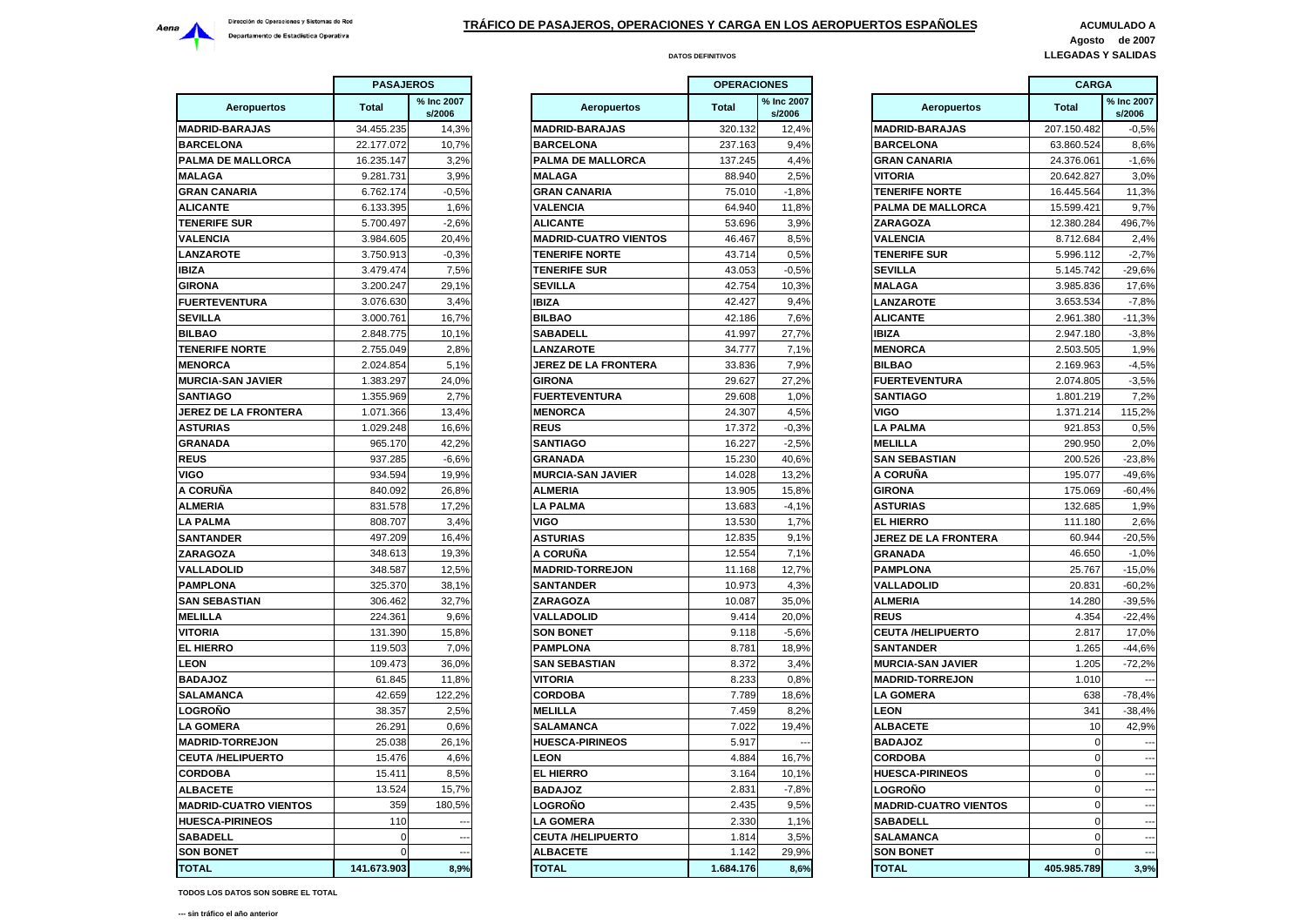Aena — Dirección de Operaciones y Sistemas de Red — Departamento de Estadística Operativa

# TRÁFICO DE PASAJEROS, OPERACIONES Y CARGA EN LOS AEROPUERTOS ESPAÑOLES

**ACUMULADO A Agosto de 2007**

**LLEGADAS Y SALIDAS**

DATOS DEFINITIVOS

| PASAJEROS | | |
|---|---|---|
| **Aeropuertos** | **Total** | **% Inc 2007 s/2006** |
| MADRID-BARAJAS | 34.455.235 | 14,3% |
| BARCELONA | 22.177.072 | 10,7% |
| PALMA DE MALLORCA | 16.235.147 | 3,2% |
| MALAGA | 9.281.731 | 3,9% |
| GRAN CANARIA | 6.762.174 | -0,5% |
| ALICANTE | 6.133.395 | 1,6% |
| TENERIFE SUR | 5.700.497 | -2,6% |
| VALENCIA | 3.984.605 | 20,4% |
| LANZAROTE | 3.750.913 | -0,3% |
| IBIZA | 3.479.474 | 7,5% |
| GIRONA | 3.200.247 | 29,1% |
| FUERTEVENTURA | 3.076.630 | 3,4% |
| SEVILLA | 3.000.761 | 16,7% |
| BILBAO | 2.848.775 | 10,1% |
| TENERIFE NORTE | 2.755.049 | 2,8% |
| MENORCA | 2.024.854 | 5,1% |
| MURCIA-SAN JAVIER | 1.383.297 | 24,0% |
| SANTIAGO | 1.355.969 | 2,7% |
| JEREZ DE LA FRONTERA | 1.071.366 | 13,4% |
| ASTURIAS | 1.029.248 | 16,6% |
| GRANADA | 965.170 | 42,2% |
| REUS | 937.285 | -6,6% |
| VIGO | 934.594 | 19,9% |
| A CORUÑA | 840.092 | 26,8% |
| ALMERIA | 831.578 | 17,2% |
| LA PALMA | 808.707 | 3,4% |
| SANTANDER | 497.209 | 16,4% |
| ZARAGOZA | 348.613 | 19,3% |
| VALLADOLID | 348.587 | 12,5% |
| PAMPLONA | 325.370 | 38,1% |
| SAN SEBASTIAN | 306.462 | 32,7% |
| MELILLA | 224.361 | 9,6% |
| VITORIA | 131.390 | 15,8% |
| EL HIERRO | 119.503 | 7,0% |
| LEON | 109.473 | 36,0% |
| BADAJOZ | 61.845 | 11,8% |
| SALAMANCA | 42.659 | 122,2% |
| LOGROÑO | 38.357 | 2,5% |
| LA GOMERA | 26.291 | 0,6% |
| MADRID-TORREJON | 25.038 | 26,1% |
| CEUTA /HELIPUERTO | 15.476 | 4,6% |
| CORDOBA | 15.411 | 8,5% |
| ALBACETE | 13.524 | 15,7% |
| MADRID-CUATRO VIENTOS | 359 | 180,5% |
| HUESCA-PIRINEOS | 110 | --- |
| SABADELL | 0 | --- |
| SON BONET | 0 | --- |
| **TOTAL** | **141.673.903** | **8,9%** |

| OPERACIONES | | |
|---|---|---|
| **Aeropuertos** | **Total** | **% Inc 2007 s/2006** |
| MADRID-BARAJAS | 320.132 | 12,4% |
| BARCELONA | 237.163 | 9,4% |
| PALMA DE MALLORCA | 137.245 | 4,4% |
| MALAGA | 88.940 | 2,5% |
| GRAN CANARIA | 75.010 | -1,8% |
| VALENCIA | 64.940 | 11,8% |
| ALICANTE | 53.696 | 3,9% |
| MADRID-CUATRO VIENTOS | 46.467 | 8,5% |
| TENERIFE NORTE | 43.714 | 0,5% |
| TENERIFE SUR | 43.053 | -0,5% |
| SEVILLA | 42.754 | 10,3% |
| IBIZA | 42.427 | 9,4% |
| BILBAO | 42.186 | 7,6% |
| SABADELL | 41.997 | 27,7% |
| LANZAROTE | 34.777 | 7,1% |
| JEREZ DE LA FRONTERA | 33.836 | 7,9% |
| GIRONA | 29.627 | 27,2% |
| FUERTEVENTURA | 29.608 | 1,0% |
| MENORCA | 24.307 | 4,5% |
| REUS | 17.372 | -0,3% |
| SANTIAGO | 16.227 | -2,5% |
| GRANADA | 15.230 | 40,6% |
| MURCIA-SAN JAVIER | 14.028 | 13,2% |
| ALMERIA | 13.905 | 15,8% |
| LA PALMA | 13.683 | -4,1% |
| VIGO | 13.530 | 1,7% |
| ASTURIAS | 12.835 | 9,1% |
| A CORUÑA | 12.554 | 7,1% |
| MADRID-TORREJON | 11.168 | 12,7% |
| SANTANDER | 10.973 | 4,3% |
| ZARAGOZA | 10.087 | 35,0% |
| VALLADOLID | 9.414 | 20,0% |
| SON BONET | 9.118 | -5,6% |
| PAMPLONA | 8.781 | 18,9% |
| SAN SEBASTIAN | 8.372 | 3,4% |
| VITORIA | 8.233 | 0,8% |
| CORDOBA | 7.789 | 18,6% |
| MELILLA | 7.459 | 8,2% |
| SALAMANCA | 7.022 | 19,4% |
| HUESCA-PIRINEOS | 5.917 | --- |
| LEON | 4.884 | 16,7% |
| EL HIERRO | 3.164 | 10,1% |
| BADAJOZ | 2.831 | -7,8% |
| LOGROÑO | 2.435 | 9,5% |
| LA GOMERA | 2.330 | 1,1% |
| CEUTA /HELIPUERTO | 1.814 | 3,5% |
| ALBACETE | 1.142 | 29,9% |
| **TOTAL** | **1.684.176** | **8,6%** |

| CARGA | | |
|---|---|---|
| **Aeropuertos** | **Total** | **% Inc 2007 s/2006** |
| MADRID-BARAJAS | 207.150.482 | -0,5% |
| BARCELONA | 63.860.524 | 8,6% |
| GRAN CANARIA | 24.376.061 | -1,6% |
| VITORIA | 20.642.827 | 3,0% |
| TENERIFE NORTE | 16.445.564 | 11,3% |
| PALMA DE MALLORCA | 15.599.421 | 9,7% |
| ZARAGOZA | 12.380.284 | 496,7% |
| VALENCIA | 8.712.684 | 2,4% |
| TENERIFE SUR | 5.996.112 | -2,7% |
| SEVILLA | 5.145.742 | -29,6% |
| MALAGA | 3.985.836 | 17,6% |
| LANZAROTE | 3.653.534 | -7,8% |
| ALICANTE | 2.961.380 | -11,3% |
| IBIZA | 2.947.180 | -3,8% |
| MENORCA | 2.503.505 | 1,9% |
| BILBAO | 2.169.963 | -4,5% |
| FUERTEVENTURA | 2.074.805 | -3,5% |
| SANTIAGO | 1.801.219 | 7,2% |
| VIGO | 1.371.214 | 115,2% |
| LA PALMA | 921.853 | 0,5% |
| MELILLA | 290.950 | 2,0% |
| SAN SEBASTIAN | 200.526 | -23,8% |
| A CORUÑA | 195.077 | -49,6% |
| GIRONA | 175.069 | -60,4% |
| ASTURIAS | 132.685 | 1,9% |
| EL HIERRO | 111.180 | 2,6% |
| JEREZ DE LA FRONTERA | 60.944 | -20,5% |
| GRANADA | 46.650 | -1,0% |
| PAMPLONA | 25.767 | -15,0% |
| VALLADOLID | 20.831 | -60,2% |
| ALMERIA | 14.280 | -39,5% |
| REUS | 4.354 | -22,4% |
| CEUTA /HELIPUERTO | 2.817 | 17,0% |
| SANTANDER | 1.265 | -44,6% |
| MURCIA-SAN JAVIER | 1.205 | -72,2% |
| MADRID-TORREJON | 1.010 | --- |
| LA GOMERA | 638 | -78,4% |
| LEON | 341 | -38,4% |
| ALBACETE | 10 | 42,9% |
| BADAJOZ | 0 | --- |
| CORDOBA | 0 | --- |
| HUESCA-PIRINEOS | 0 | --- |
| LOGROÑO | 0 | --- |
| MADRID-CUATRO VIENTOS | 0 | --- |
| SABADELL | 0 | --- |
| SALAMANCA | 0 | --- |
| SON BONET | 0 | --- |
| **TOTAL** | **405.985.789** | **3,9%** |

TODOS LOS DATOS SON SOBRE EL TOTAL

--- sin tráfico el año anterior